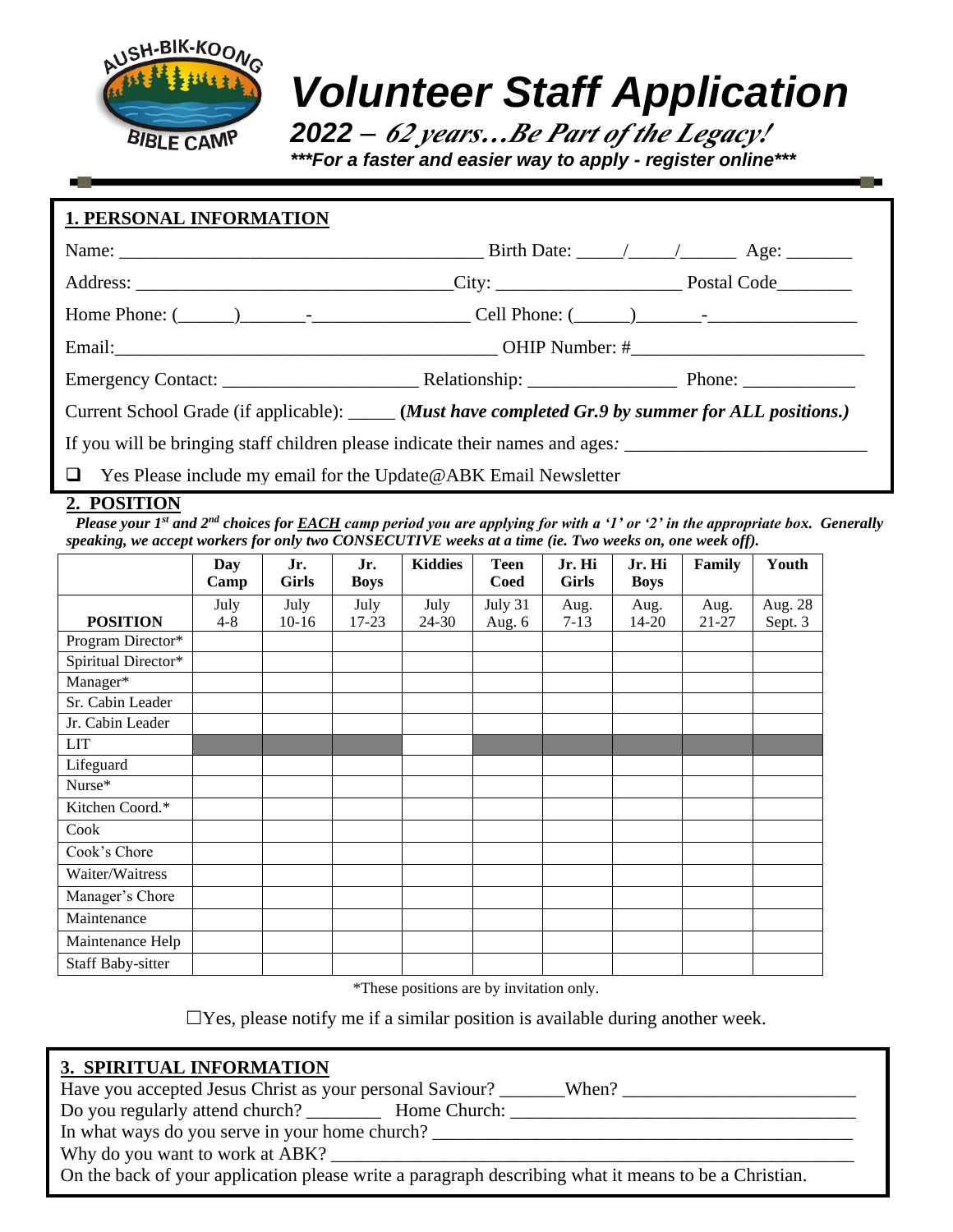# Volunteer Staff Application

**2022 – *62 years…Be Part of the Legacy!***

***\*\*\*For a faster and easier way to apply - register online\*\*\****

## 1. PERSONAL INFORMATION

Name: ________________________________________ Birth Date: _____/_____/______ Age: _______

Address: __________________________________City: ____________________ Postal Code________

Home Phone: (______)_______-_________________ Cell Phone: (______)_______-________________

Email:__________________________________________ OHIP Number: #_________________________

Emergency Contact: _____________________ Relationship: ________________ Phone: ____________

Current School Grade (if applicable): _____ (***Must have completed Gr.9 by summer for ALL positions.)***

If you will be bringing staff children please indicate their names and ages*:* _________________________

❑ Yes Please include my email for the Update@ABK Email Newsletter

## 2. POSITION

***Please your 1st and 2nd choices for EACH camp period you are applying for with a '1' or '2' in the appropriate box. Generally speaking, we accept workers for only two CONSECUTIVE weeks at a time (ie. Two weeks on, one week off).***

| | **Day Camp** | **Jr. Girls** | **Jr. Boys** | **Kiddies** | **Teen Coed** | **Jr. Hi Girls** | **Jr. Hi Boys** | **Family** | **Youth** |
|---|---|---|---|---|---|---|---|---|---|
| **POSITION** | July 4-8 | July 10-16 | July 17-23 | July 24-30 | July 31 Aug. 6 | Aug. 7-13 | Aug. 14-20 | Aug. 21-27 | Aug. 28 Sept. 3 |
| Program Director* | | | | | | | | | |
| Spiritual Director* | | | | | | | | | |
| Manager* | | | | | | | | | |
| Sr. Cabin Leader | | | | | | | | | |
| Jr. Cabin Leader | | | | | | | | | |
| LIT | | | | | | | | | |
| Lifeguard | | | | | | | | | |
| Nurse* | | | | | | | | | |
| Kitchen Coord.* | | | | | | | | | |
| Cook | | | | | | | | | |
| Cook's Chore | | | | | | | | | |
| Waiter/Waitress | | | | | | | | | |
| Manager's Chore | | | | | | | | | |
| Maintenance | | | | | | | | | |
| Maintenance Help | | | | | | | | | |
| Staff Baby-sitter | | | | | | | | | |

*These positions are by invitation only.

☐Yes, please notify me if a similar position is available during another week.

## 3. SPIRITUAL INFORMATION

Have you accepted Jesus Christ as your personal Saviour? _______When? _________________________

Do you regularly attend church? ________ Home Church: ______________________________________

In what ways do you serve in your home church? _____________________________________________

Why do you want to work at ABK? _________________________________________________________

On the back of your application please write a paragraph describing what it means to be a Christian.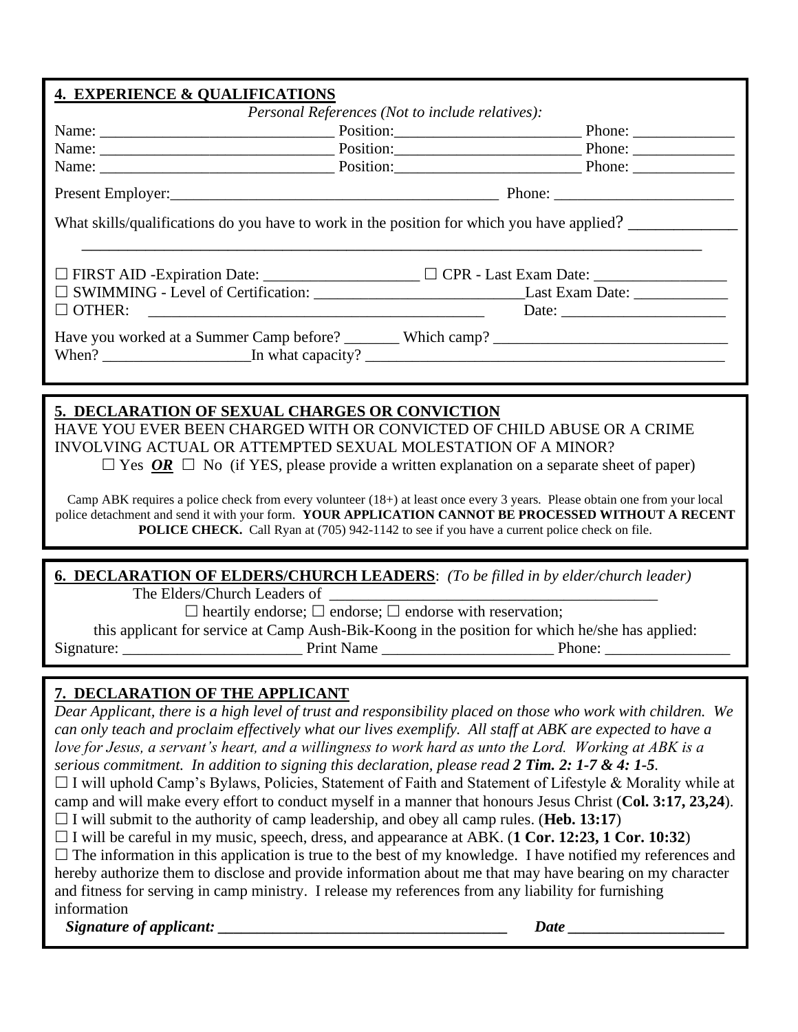## 4. EXPERIENCE & QUALIFICATIONS

*Personal References (Not to include relatives):*

Name: ______________________________ Position:_______________________ Phone: _____________

Name: ______________________________ Position:_______________________ Phone: _____________

Name: ______________________________ Position:_______________________ Phone: _____________

Present Employer:_________________________________________ Phone: _______________________

What skills/qualifications do you have to work in the position for which you have applied? _____________

___________________________________________________________________________

☐ FIRST AID -Expiration Date: ____________________ ☐ CPR - Last Exam Date: _________________

☐ SWIMMING - Level of Certification: __________________________Last Exam Date: ____________

☐ OTHER: ___________________________________________ Date: _____________________

Have you worked at a Summer Camp before? _______ Which camp? _____________________________

When? ___________________In what capacity? _______________________________________________

## 5. DECLARATION OF SEXUAL CHARGES OR CONVICTION

HAVE YOU EVER BEEN CHARGED WITH OR CONVICTED OF CHILD ABUSE OR A CRIME INVOLVING ACTUAL OR ATTEMPTED SEXUAL MOLESTATION OF A MINOR?

☐ Yes ***OR*** ☐ No (if YES, please provide a written explanation on a separate sheet of paper)

Camp ABK requires a police check from every volunteer (18+) at least once every 3 years. Please obtain one from your local police detachment and send it with your form. **YOUR APPLICATION CANNOT BE PROCESSED WITHOUT A RECENT POLICE CHECK.** Call Ryan at (705) 942-1142 to see if you have a current police check on file.

## 6. DECLARATION OF ELDERS/CHURCH LEADERS: *(To be filled in by elder/church leader)*

The Elders/Church Leaders of ___________________________________________

☐ heartily endorse; ☐ endorse; ☐ endorse with reservation;

this applicant for service at Camp Aush-Bik-Koong in the position for which he/she has applied:

Signature: _______________________ Print Name ______________________ Phone: ________________

## 7. DECLARATION OF THE APPLICANT

*Dear Applicant, there is a high level of trust and responsibility placed on those who work with children. We can only teach and proclaim effectively what our lives exemplify. All staff at ABK are expected to have a love for Jesus, a servant's heart, and a willingness to work hard as unto the Lord. Working at ABK is a serious commitment. In addition to signing this declaration, please read **2 Tim. 2: 1-7 & 4: 1-5**.*

☐ I will uphold Camp's Bylaws, Policies, Statement of Faith and Statement of Lifestyle & Morality while at camp and will make every effort to conduct myself in a manner that honours Jesus Christ (**Col. 3:17, 23,24**).

☐ I will submit to the authority of camp leadership, and obey all camp rules. (**Heb. 13:17**)

☐ I will be careful in my music, speech, dress, and appearance at ABK. (**1 Cor. 12:23, 1 Cor. 10:32**)

☐ The information in this application is true to the best of my knowledge. I have notified my references and hereby authorize them to disclose and provide information about me that may have bearing on my character and fitness for serving in camp ministry. I release my references from any liability for furnishing information

***Signature of applicant: _____________________________________ Date ____________________***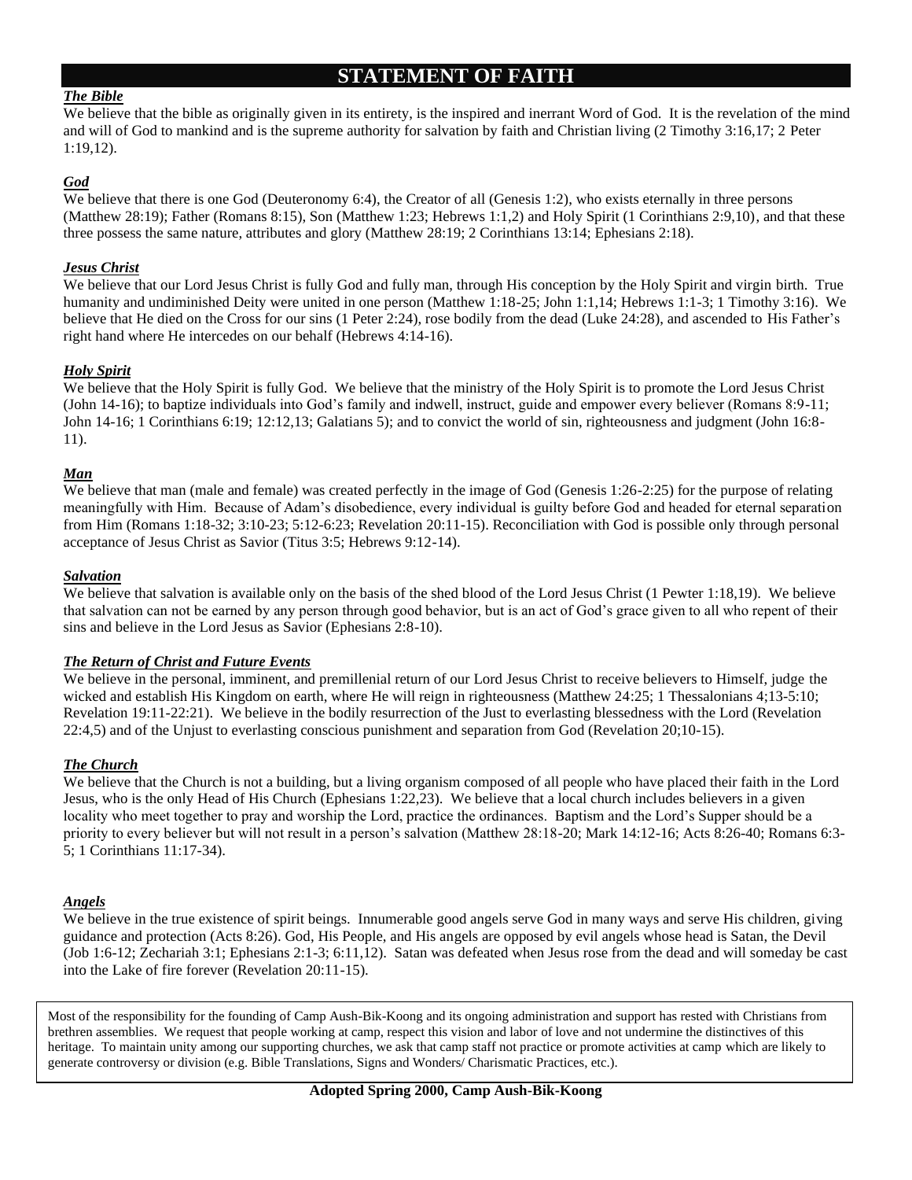# STATEMENT OF FAITH

***The Bible***

We believe that the bible as originally given in its entirety, is the inspired and inerrant Word of God. It is the revelation of the mind and will of God to mankind and is the supreme authority for salvation by faith and Christian living (2 Timothy 3:16,17; 2 Peter 1:19,12).

***God***

We believe that there is one God (Deuteronomy 6:4), the Creator of all (Genesis 1:2), who exists eternally in three persons (Matthew 28:19); Father (Romans 8:15), Son (Matthew 1:23; Hebrews 1:1,2) and Holy Spirit (1 Corinthians 2:9,10), and that these three possess the same nature, attributes and glory (Matthew 28:19; 2 Corinthians 13:14; Ephesians 2:18).

***Jesus Christ***

We believe that our Lord Jesus Christ is fully God and fully man, through His conception by the Holy Spirit and virgin birth. True humanity and undiminished Deity were united in one person (Matthew 1:18-25; John 1:1,14; Hebrews 1:1-3; 1 Timothy 3:16). We believe that He died on the Cross for our sins (1 Peter 2:24), rose bodily from the dead (Luke 24:28), and ascended to His Father's right hand where He intercedes on our behalf (Hebrews 4:14-16).

***Holy Spirit***

We believe that the Holy Spirit is fully God. We believe that the ministry of the Holy Spirit is to promote the Lord Jesus Christ (John 14-16); to baptize individuals into God's family and indwell, instruct, guide and empower every believer (Romans 8:9-11; John 14-16; 1 Corinthians 6:19; 12:12,13; Galatians 5); and to convict the world of sin, righteousness and judgment (John 16:8-11).

***Man***

We believe that man (male and female) was created perfectly in the image of God (Genesis 1:26-2:25) for the purpose of relating meaningfully with Him. Because of Adam's disobedience, every individual is guilty before God and headed for eternal separation from Him (Romans 1:18-32; 3:10-23; 5:12-6:23; Revelation 20:11-15). Reconciliation with God is possible only through personal acceptance of Jesus Christ as Savior (Titus 3:5; Hebrews 9:12-14).

***Salvation***

We believe that salvation is available only on the basis of the shed blood of the Lord Jesus Christ (1 Pewter 1:18,19). We believe that salvation can not be earned by any person through good behavior, but is an act of God's grace given to all who repent of their sins and believe in the Lord Jesus as Savior (Ephesians 2:8-10).

***The Return of Christ and Future Events***

We believe in the personal, imminent, and premillenial return of our Lord Jesus Christ to receive believers to Himself, judge the wicked and establish His Kingdom on earth, where He will reign in righteousness (Matthew 24:25; 1 Thessalonians 4;13-5:10; Revelation 19:11-22:21). We believe in the bodily resurrection of the Just to everlasting blessedness with the Lord (Revelation 22:4,5) and of the Unjust to everlasting conscious punishment and separation from God (Revelation 20;10-15).

***The Church***

We believe that the Church is not a building, but a living organism composed of all people who have placed their faith in the Lord Jesus, who is the only Head of His Church (Ephesians 1:22,23). We believe that a local church includes believers in a given locality who meet together to pray and worship the Lord, practice the ordinances. Baptism and the Lord's Supper should be a priority to every believer but will not result in a person's salvation (Matthew 28:18-20; Mark 14:12-16; Acts 8:26-40; Romans 6:3-5; 1 Corinthians 11:17-34).

***Angels***

We believe in the true existence of spirit beings. Innumerable good angels serve God in many ways and serve His children, giving guidance and protection (Acts 8:26). God, His People, and His angels are opposed by evil angels whose head is Satan, the Devil (Job 1:6-12; Zechariah 3:1; Ephesians 2:1-3; 6:11,12). Satan was defeated when Jesus rose from the dead and will someday be cast into the Lake of fire forever (Revelation 20:11-15).

Most of the responsibility for the founding of Camp Aush-Bik-Koong and its ongoing administration and support has rested with Christians from brethren assemblies. We request that people working at camp, respect this vision and labor of love and not undermine the distinctives of this heritage. To maintain unity among our supporting churches, we ask that camp staff not practice or promote activities at camp which are likely to generate controversy or division (e.g. Bible Translations, Signs and Wonders/ Charismatic Practices, etc.).

**Adopted Spring 2000, Camp Aush-Bik-Koong**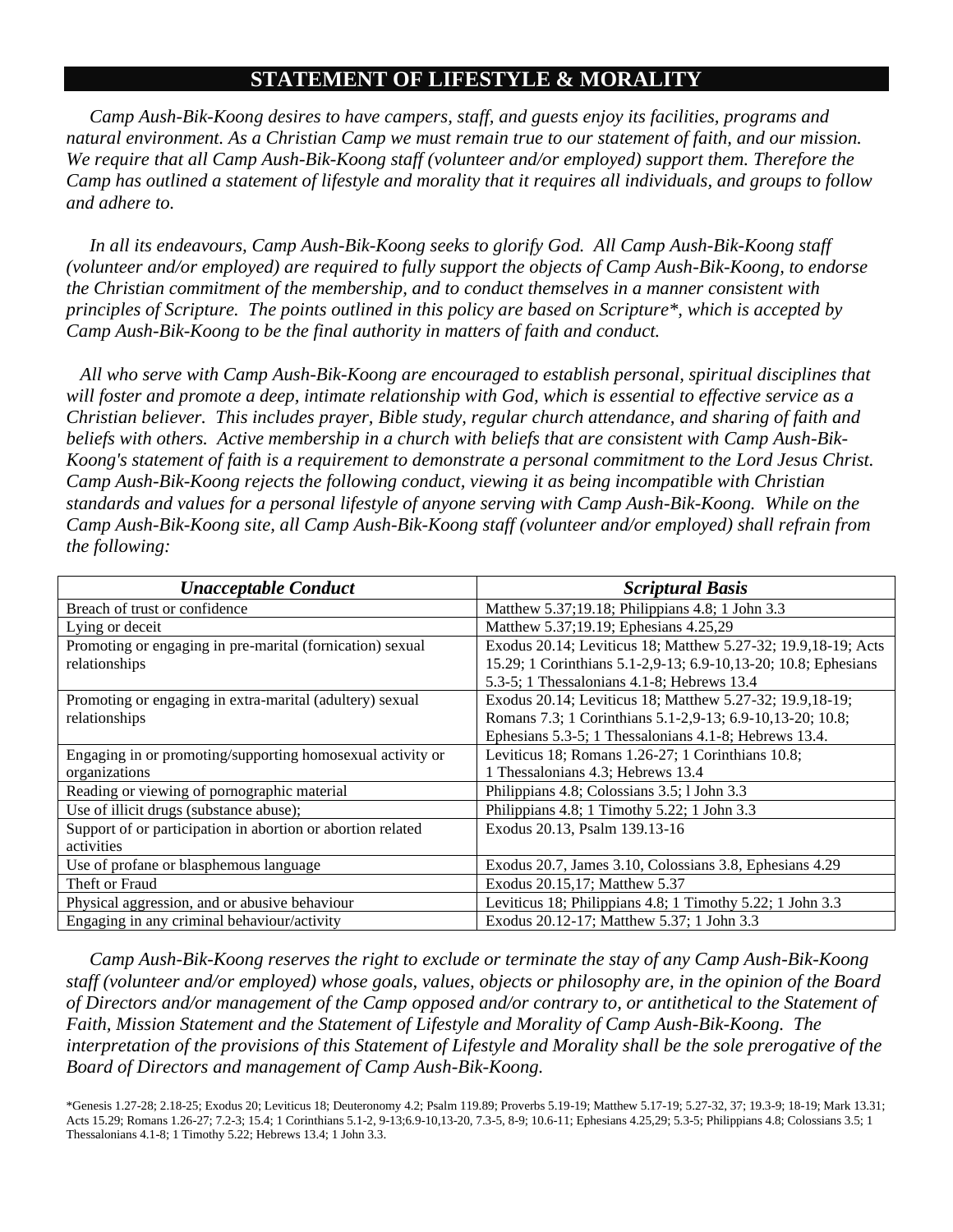## STATEMENT OF LIFESTYLE & MORALITY

*Camp Aush-Bik-Koong desires to have campers, staff, and guests enjoy its facilities, programs and natural environment. As a Christian Camp we must remain true to our statement of faith, and our mission. We require that all Camp Aush-Bik-Koong staff (volunteer and/or employed) support them. Therefore the Camp has outlined a statement of lifestyle and morality that it requires all individuals, and groups to follow and adhere to.*

*In all its endeavours, Camp Aush-Bik-Koong seeks to glorify God. All Camp Aush-Bik-Koong staff (volunteer and/or employed) are required to fully support the objects of Camp Aush-Bik-Koong, to endorse the Christian commitment of the membership, and to conduct themselves in a manner consistent with principles of Scripture. The points outlined in this policy are based on Scripture*, which is accepted by Camp Aush-Bik-Koong to be the final authority in matters of faith and conduct.*

*All who serve with Camp Aush-Bik-Koong are encouraged to establish personal, spiritual disciplines that will foster and promote a deep, intimate relationship with God, which is essential to effective service as a Christian believer. This includes prayer, Bible study, regular church attendance, and sharing of faith and beliefs with others. Active membership in a church with beliefs that are consistent with Camp Aush-Bik-Koong's statement of faith is a requirement to demonstrate a personal commitment to the Lord Jesus Christ. Camp Aush-Bik-Koong rejects the following conduct, viewing it as being incompatible with Christian standards and values for a personal lifestyle of anyone serving with Camp Aush-Bik-Koong. While on the Camp Aush-Bik-Koong site, all Camp Aush-Bik-Koong staff (volunteer and/or employed) shall refrain from the following:*

| ***Unacceptable Conduct*** | ***Scriptural Basis*** |
|---|---|
| Breach of trust or confidence | Matthew 5.37;19.18; Philippians 4.8; 1 John 3.3 |
| Lying or deceit | Matthew 5.37;19.19; Ephesians 4.25,29 |
| Promoting or engaging in pre-marital (fornication) sexual relationships | Exodus 20.14; Leviticus 18; Matthew 5.27-32; 19.9,18-19; Acts 15.29; 1 Corinthians 5.1-2,9-13; 6.9-10,13-20; 10.8; Ephesians 5.3-5; 1 Thessalonians 4.1-8; Hebrews 13.4 |
| Promoting or engaging in extra-marital (adultery) sexual relationships | Exodus 20.14; Leviticus 18; Matthew 5.27-32; 19.9,18-19; Romans 7.3; 1 Corinthians 5.1-2,9-13; 6.9-10,13-20; 10.8; Ephesians 5.3-5; 1 Thessalonians 4.1-8; Hebrews 13.4. |
| Engaging in or promoting/supporting homosexual activity or organizations | Leviticus 18; Romans 1.26-27; 1 Corinthians 10.8; 1 Thessalonians 4.3; Hebrews 13.4 |
| Reading or viewing of pornographic material | Philippians 4.8; Colossians 3.5; l John 3.3 |
| Use of illicit drugs (substance abuse); | Philippians 4.8; 1 Timothy 5.22; 1 John 3.3 |
| Support of or participation in abortion or abortion related activities | Exodus 20.13, Psalm 139.13-16 |
| Use of profane or blasphemous language | Exodus 20.7, James 3.10, Colossians 3.8, Ephesians 4.29 |
| Theft or Fraud | Exodus 20.15,17; Matthew 5.37 |
| Physical aggression, and or abusive behaviour | Leviticus 18; Philippians 4.8; 1 Timothy 5.22; 1 John 3.3 |
| Engaging in any criminal behaviour/activity | Exodus 20.12-17; Matthew 5.37; 1 John 3.3 |

*Camp Aush-Bik-Koong reserves the right to exclude or terminate the stay of any Camp Aush-Bik-Koong staff (volunteer and/or employed) whose goals, values, objects or philosophy are, in the opinion of the Board of Directors and/or management of the Camp opposed and/or contrary to, or antithetical to the Statement of Faith, Mission Statement and the Statement of Lifestyle and Morality of Camp Aush-Bik-Koong. The interpretation of the provisions of this Statement of Lifestyle and Morality shall be the sole prerogative of the Board of Directors and management of Camp Aush-Bik-Koong.*

*Genesis 1.27-28; 2.18-25; Exodus 20; Leviticus 18; Deuteronomy 4.2; Psalm 119.89; Proverbs 5.19-19; Matthew 5.17-19; 5.27-32, 37; 19.3-9; 18-19; Mark 13.31; Acts 15.29; Romans 1.26-27; 7.2-3; 15.4; 1 Corinthians 5.1-2, 9-13;6.9-10,13-20, 7.3-5, 8-9; 10.6-11; Ephesians 4.25,29; 5.3-5; Philippians 4.8; Colossians 3.5; 1 Thessalonians 4.1-8; 1 Timothy 5.22; Hebrews 13.4; 1 John 3.3.